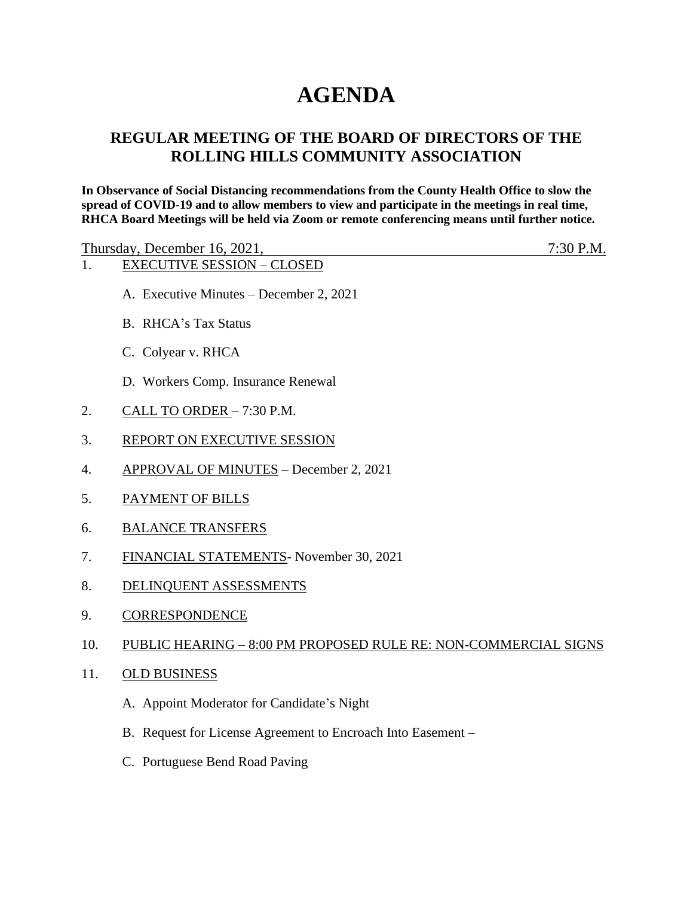# AGENDA

## REGULAR MEETING OF THE BOARD OF DIRECTORS OF THE ROLLING HILLS COMMUNITY ASSOCIATION

**In Observance of Social Distancing recommendations from the County Health Office to slow the spread of COVID-19 and to allow members to view and participate in the meetings in real time, RHCA Board Meetings will be held via Zoom or remote conferencing means until further notice.**

Thursday, December 16, 2021, 7:30 P.M.

1. EXECUTIVE SESSION – CLOSED

   A. Executive Minutes – December 2, 2021

   B. RHCA's Tax Status

   C. Colyear v. RHCA

   D. Workers Comp. Insurance Renewal

2. CALL TO ORDER – 7:30 P.M.

3. REPORT ON EXECUTIVE SESSION

4. APPROVAL OF MINUTES – December 2, 2021

5. PAYMENT OF BILLS

6. BALANCE TRANSFERS

7. FINANCIAL STATEMENTS- November 30, 2021

8. DELINQUENT ASSESSMENTS

9. CORRESPONDENCE

10. PUBLIC HEARING – 8:00 PM PROPOSED RULE RE: NON-COMMERCIAL SIGNS

11. OLD BUSINESS

    A. Appoint Moderator for Candidate's Night

    B. Request for License Agreement to Encroach Into Easement –

    C. Portuguese Bend Road Paving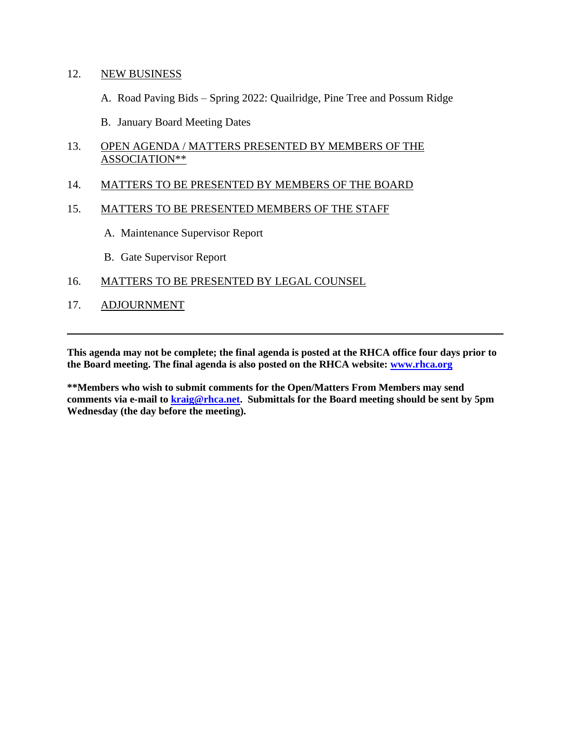12. NEW BUSINESS

    A. Road Paving Bids – Spring 2022: Qualridge, Pine Tree and Possum Ridge

    B. January Board Meeting Dates

13. OPEN AGENDA / MATTERS PRESENTED BY MEMBERS OF THE ASSOCIATION**

14. MATTERS TO BE PRESENTED BY MEMBERS OF THE BOARD

15. MATTERS TO BE PRESENTED MEMBERS OF THE STAFF

    A. Maintenance Supervisor Report

    B. Gate Supervisor Report

16. MATTERS TO BE PRESENTED BY LEGAL COUNSEL

17. ADJOURNMENT

---

**This agenda may not be complete; the final agenda is posted at the RHCA office four days prior to the Board meeting. The final agenda is also posted on the RHCA website: [www.rhca.org](http://www.rhca.org)**

****Members who wish to submit comments for the Open/Matters From Members may send comments via e-mail to [kraig@rhca.net](mailto:kraig@rhca.net). Submittals for the Board meeting should be sent by 5pm Wednesday (the day before the meeting).**